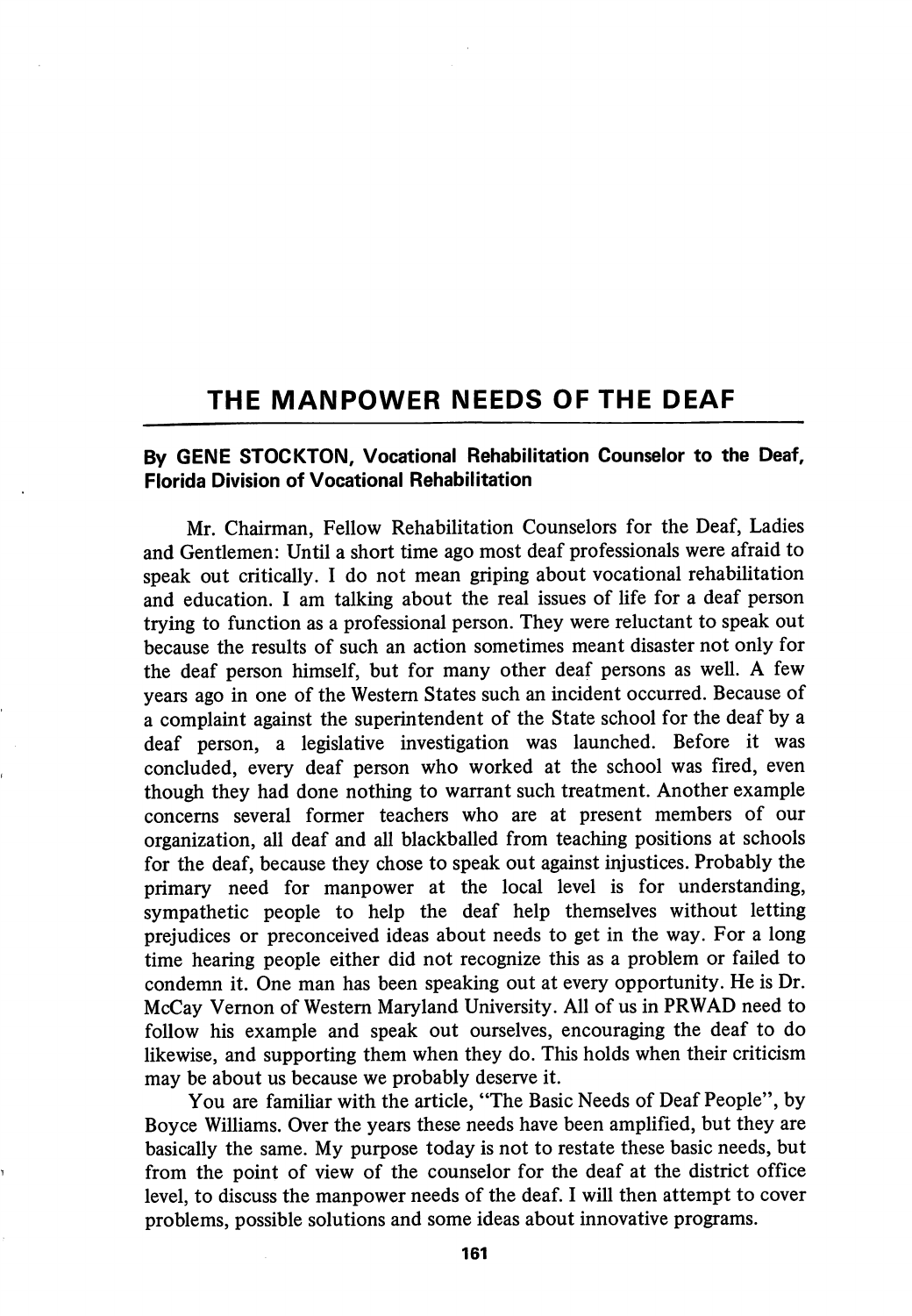# THE MANPOWER NEEDS OF THE DEAF

**By GENE STOCKTON, Vocational Rehabilitation Counselor to the Deaf, Florida Division of Vocational Rehabilitation**

Mr. Chairman, Fellow Rehabilitation Counselors for the Deaf, Ladies and Gentlemen: Until a short time ago most deaf professionals were afraid to speak out critically. I do not mean griping about vocational rehabilitation and education. I am talking about the real issues of life for a deaf person trying to function as a professional person. They were reluctant to speak out because the results of such an action sometimes meant disaster not only for the deaf person himself, but for many other deaf persons as well. A few years ago in one of the Western States such an incident occurred. Because of a complaint against the superintendent of the State school for the deaf by a deaf person, a legislative investigation was launched. Before it was concluded, every deaf person who worked at the school was fired, even though they had done nothing to warrant such treatment. Another example concerns several former teachers who are at present members of our organization, all deaf and all blackballed from teaching positions at schools for the deaf, because they chose to speak out against injustices. Probably the primary need for manpower at the local level is for understanding, sympathetic people to help the deaf help themselves without letting prejudices or preconceived ideas about needs to get in the way. For a long time hearing people either did not recognize this as a problem or failed to condemn it. One man has been speaking out at every opportunity. He is Dr. McCay Vernon of Western Maryland University. All of us in PRWAD need to follow his example and speak out ourselves, encouraging the deaf to do likewise, and supporting them when they do. This holds when their criticism may be about us because we probably deserve it.

You are familiar with the article, "The Basic Needs of Deaf People", by Boyce Williams. Over the years these needs have been amplified, but they are basically the same. My purpose today is not to restate these basic needs, but from the point of view of the counselor for the deaf at the district office level, to discuss the manpower needs of the deaf. I will then attempt to cover problems, possible solutions and some ideas about innovative programs.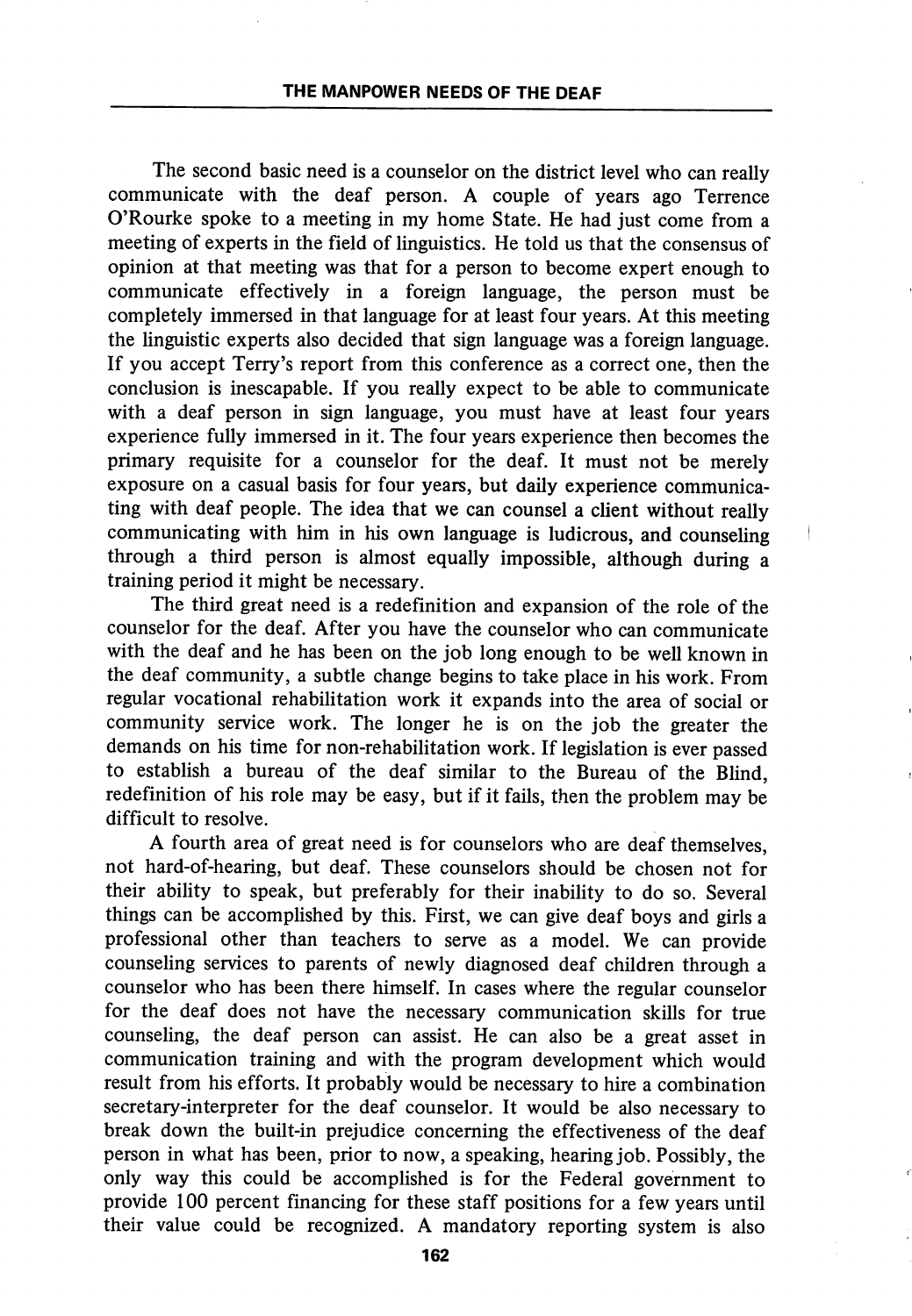The second basic need is a counselor on the district level who can really communicate with the deaf person. A couple of years ago Terrence O'Rourke spoke to a meeting in my home State. He had just come from a meeting of experts in the field of linguistics. He told us that the consensus of opinion at that meeting was that for a person to become expert enough to communicate effectively in a foreign language, the person must be completely immersed in that language for at least four years. At this meeting the linguistic experts also decided that sign language was a foreign language. If you accept Terry's report from this conference as a correct one, then the conclusion is inescapable. If you really expect to be able to communicate with a deaf person in sign language, you must have at least four years experience fully immersed in it. The four years experience then becomes the primary requisite for a counselor for the deaf. It must not be merely exposure on a casual basis for four years, but daily experience communicating with deaf people. The idea that we can counsel a client without really communicating with him in his own language is ludicrous, and counseling through a third person is almost equally impossible, although during a training period it might be necessary.

The third great need is a redefinition and expansion of the role of the counselor for the deaf. After you have the counselor who can communicate with the deaf and he has been on the job long enough to be well known in the deaf community, a subtle change begins to take place in his work. From regular vocational rehabilitation work it expands into the area of social or community service work. The longer he is on the job the greater the demands on his time for non-rehabilitation work. If legislation is ever passed to establish a bureau of the deaf similar to the Bureau of the Blind, redefinition of his role may be easy, but if it fails, then the problem may be difficult to resolve.

A fourth area of great need is for counselors who are deaf themselves, not hard-of-hearing, but deaf. These counselors should be chosen not for their ability to speak, but preferably for their inability to do so. Several things can be accomplished by this. First, we can give deaf boys and girls a professional other than teachers to serve as a model. We can provide counseling services to parents of newly diagnosed deaf children through a counselor who has been there himself. In cases where the regular counselor for the deaf does not have the necessary communication skills for true counseling, the deaf person can assist. He can also be a great asset in communication training and with the program development which would result from his efforts. It probably would be necessary to hire a combination secretary-interpreter for the deaf counselor. It would be also necessary to break down the built-in prejudice concerning the effectiveness of the deaf person in what has been, prior to now, a speaking, hearing job. Possibly, the only way this could be accomplished is for the Federal government to provide 100 percent financing for these staff positions for a few years until their value could be recognized. A mandatory reporting system is also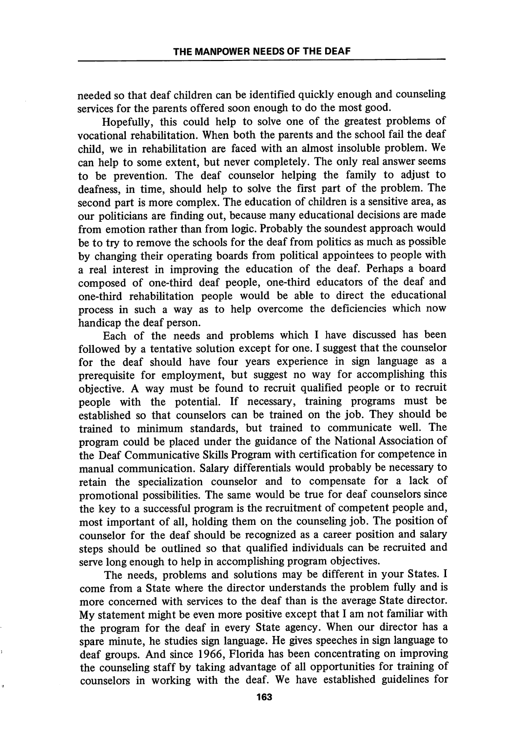needed so that deaf children can be identified quickly enough and counseling services for the parents offered soon enough to do the most good.

Hopefully, this could help to solve one of the greatest problems of vocational rehabilitation. When both the parents and the school fail the deaf child, we in rehabilitation are faced with an almost insoluble problem. We can help to some extent, but never completely. The only real answer seems to be prevention. The deaf counselor helping the family to adjust to deafness, in time, should help to solve the first part of the problem. The second part is more complex. The education of children is a sensitive area, as our politicians are finding out, because many educational decisions are made from emotion rather than from logic. Probably the soundest approach would be to try to remove the schools for the deaf from politics as much as possible by changing their operating boards from political appointees to people with a real interest in improving the education of the deaf. Perhaps a board composed of one-third deaf people, one-third educators of the deaf and one-third rehabilitation people would be able to direct the educational process in such a way as to help overcome the deficiencies which now handicap the deaf person.

Each of the needs and problems which I have discussed has been followed by a tentative solution except for one. I suggest that the counselor for the deaf should have four years experience in sign language as a prerequisite for employment, but suggest no way for accomplishing this objective. A way must be found to recruit qualified people or to recruit people with the potential. If necessary, training programs must be established so that counselors can be trained on the job. They should be trained to minimum standards, but trained to communicate well. The program could be placed under the guidance of the National Association of the Deaf Communicative Skills Program with certification for competence in manual communication. Salary differentials would probably be necessary to retain the specialization counselor and to compensate for a lack of promotional possibilities. The same would be true for deaf counselors since the key to a successful program is the recruitment of competent people and, most important of all, holding them on the counseling job. The position of counselor for the deaf should be recognized as a career position and salary steps should be outlined so that qualified individuals can be recruited and serve long enough to help in accomplishing program objectives.

The needs, problems and solutions may be different in your States. I come from a State where the director understands the problem fully and is more concerned with services to the deaf than is the average State director. My statement might be even more positive except that I am not familiar with the program for the deaf in every State agency. When our director has a spare minute, he studies sign language. He gives speeches in sign language to deaf groups. And since 1966, Florida has been concentrating on improving the counseling staff by taking advantage of all opportunities for training of counselors in working with the deaf. We have established guidelines for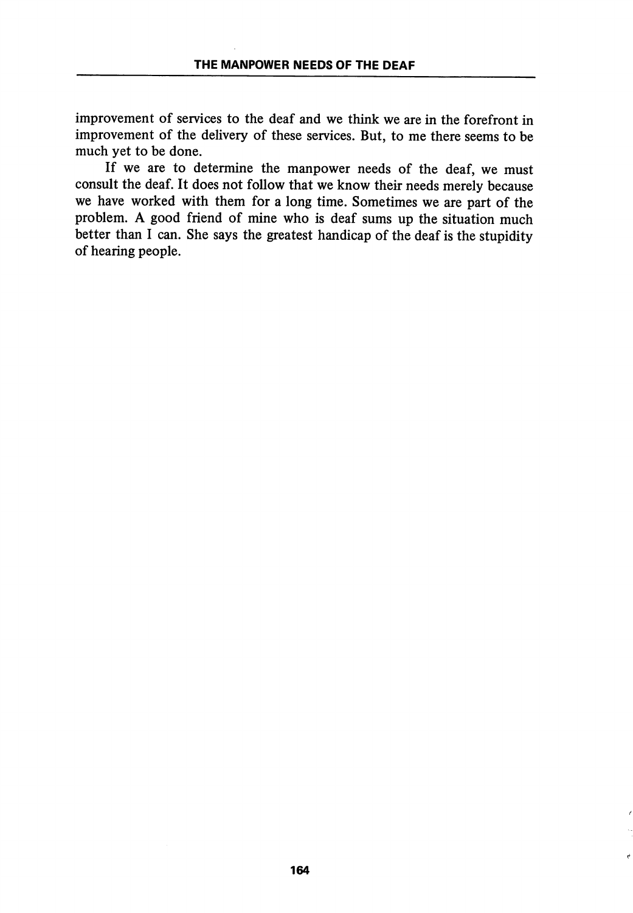improvement of services to the deaf and we think we are in the forefront in improvement of the delivery of these services. But, to me there seems to be much yet to be done.

If we are to determine the manpower needs of the deaf, we must consult the deaf. It does not follow that we know their needs merely because we have worked with them for a long time. Sometimes we are part of the problem. A good friend of mine who is deaf sums up the situation much better than I can. She says the greatest handicap of the deaf is the stupidity of hearing people.